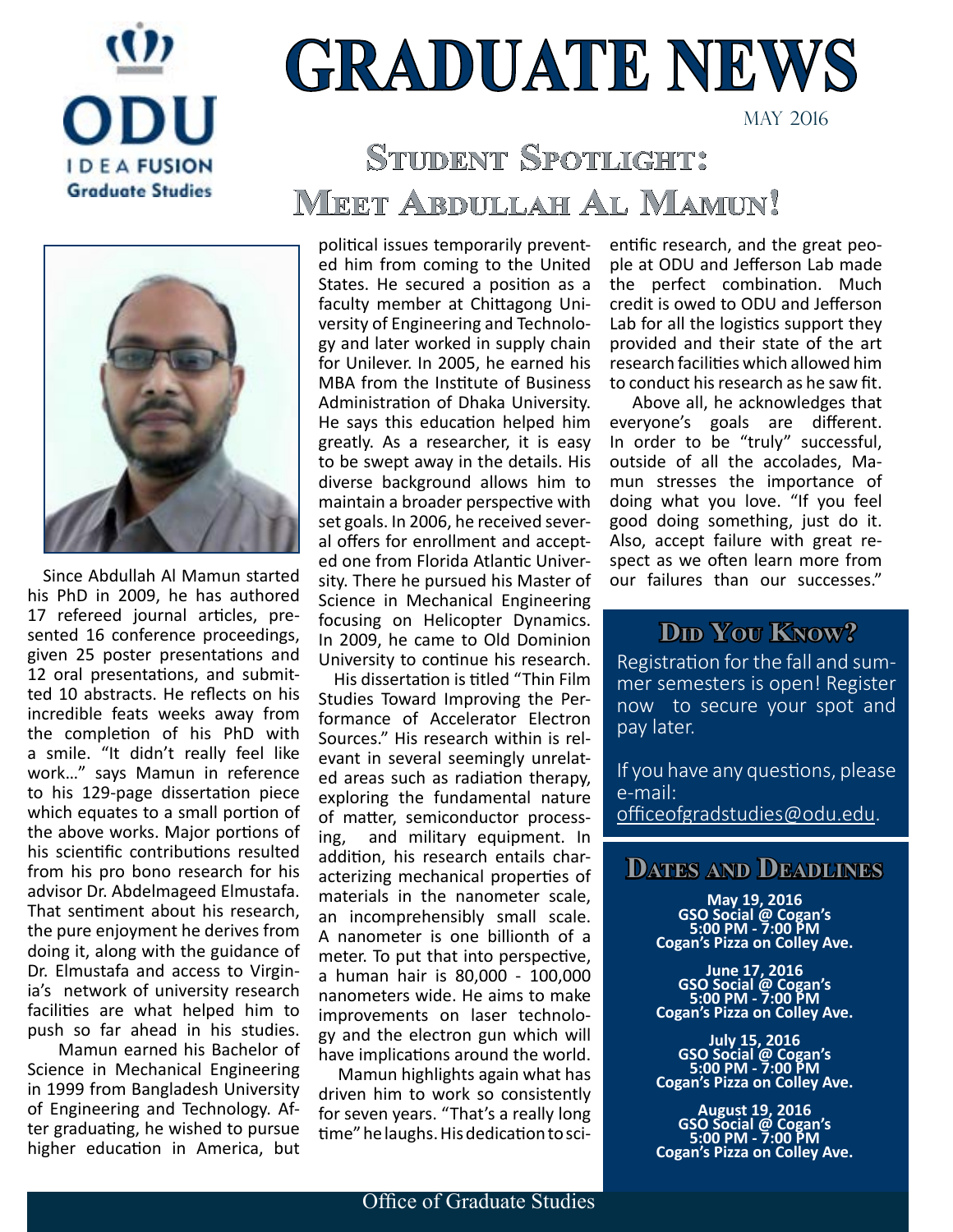ODU
IDEA FUSION
Graduate Studies

# GRADUATE NEWS

May 2016

## Student Spotlight: Meet Abdullah Al Mamun!

Since Abdullah Al Mamun started his PhD in 2009, he has authored 17 refereed journal articles, presented 16 conference proceedings, given 25 poster presentations and 12 oral presentations, and submitted 10 abstracts. He reflects on his incredible feats weeks away from the completion of his PhD with a smile. "It didn't really feel like work…" says Mamun in reference to his 129-page dissertation piece which equates to a small portion of the above works. Major portions of his scientific contributions resulted from his pro bono research for his advisor Dr. Abdelmageed Elmustafa. That sentiment about his research, the pure enjoyment he derives from doing it, along with the guidance of Dr. Elmustafa and access to Virginia's network of university research facilities are what helped him to push so far ahead in his studies.

Mamun earned his Bachelor of Science in Mechanical Engineering in 1999 from Bangladesh University of Engineering and Technology. After graduating, he wished to pursue higher education in America, but political issues temporarily prevented him from coming to the United States. He secured a position as a faculty member at Chittagong University of Engineering and Technology and later worked in supply chain for Unilever. In 2005, he earned his MBA from the Institute of Business Administration of Dhaka University. He says this education helped him greatly. As a researcher, it is easy to be swept away in the details. His diverse background allows him to maintain a broader perspective with set goals. In 2006, he received several offers for enrollment and accepted one from Florida Atlantic University. There he pursued his Master of Science in Mechanical Engineering focusing on Helicopter Dynamics. In 2009, he came to Old Dominion University to continue his research.

His dissertation is titled "Thin Film Studies Toward Improving the Performance of Accelerator Electron Sources." His research within is relevant in several seemingly unrelated areas such as radiation therapy, exploring the fundamental nature of matter, semiconductor processing, and military equipment. In addition, his research entails characterizing mechanical properties of materials in the nanometer scale, an incomprehensibly small scale. A nanometer is one billionth of a meter. To put that into perspective, a human hair is 80,000 - 100,000 nanometers wide. He aims to make improvements on laser technology and the electron gun which will have implications around the world.

Mamun highlights again what has driven him to work so consistently for seven years. "That's a really long time" he laughs. His dedication to scientific research, and the great people at ODU and Jefferson Lab made the perfect combination. Much credit is owed to ODU and Jefferson Lab for all the logistics support they provided and their state of the art research facilities which allowed him to conduct his research as he saw fit.

Above all, he acknowledges that everyone's goals are different. In order to be "truly" successful, outside of all the accolades, Mamun stresses the importance of doing what you love. "If you feel good doing something, just do it. Also, accept failure with great respect as we often learn more from our failures than our successes."

### Did You Know?

Registration for the fall and summer semesters is open! Register now to secure your spot and pay later.

If you have any questions, please e-mail: officeofgradstudies@odu.edu.

### Dates and Deadlines

**May 19, 2016**
**GSO Social @ Cogan's**
**5:00 PM - 7:00 PM**
**Cogan's Pizza on Colley Ave.**

**June 17, 2016**
**GSO Social @ Cogan's**
**5:00 PM - 7:00 PM**
**Cogan's Pizza on Colley Ave.**

**July 15, 2016**
**GSO Social @ Cogan's**
**5:00 PM - 7:00 PM**
**Cogan's Pizza on Colley Ave.**

**August 19, 2016**
**GSO Social @ Cogan's**
**5:00 PM - 7:00 PM**
**Cogan's Pizza on Colley Ave.**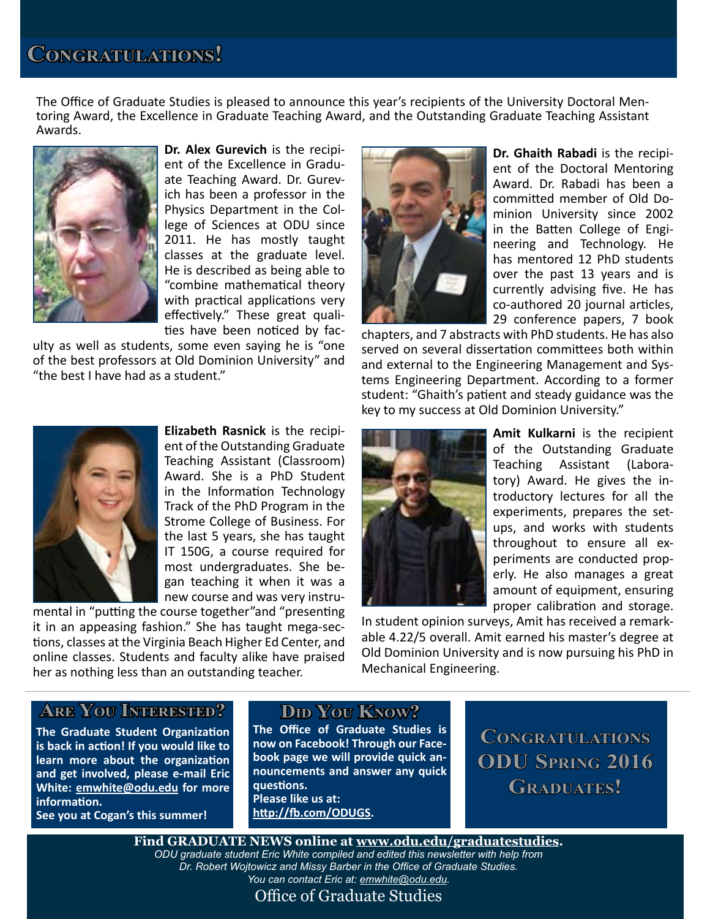# Congratulations!

The Office of Graduate Studies is pleased to announce this year's recipients of the University Doctoral Mentoring Award, the Excellence in Graduate Teaching Award, and the Outstanding Graduate Teaching Assistant Awards.

**Dr. Alex Gurevich** is the recipient of the Excellence in Graduate Teaching Award. Dr. Gurevich has been a professor in the Physics Department in the College of Sciences at ODU since 2011. He has mostly taught classes at the graduate level. He is described as being able to "combine mathematical theory with practical applications very effectively." These great qualities have been noticed by faculty as well as students, some even saying he is "one of the best professors at Old Dominion University" and "the best I have had as a student."

**Dr. Ghaith Rabadi** is the recipient of the Doctoral Mentoring Award. Dr. Rabadi has been a committed member of Old Dominion University since 2002 in the Batten College of Engineering and Technology. He has mentored 12 PhD students over the past 13 years and is currently advising five. He has co-authored 20 journal articles, 29 conference papers, 7 book chapters, and 7 abstracts with PhD students. He has also served on several dissertation committees both within and external to the Engineering Management and Systems Engineering Department. According to a former student: "Ghaith's patient and steady guidance was the key to my success at Old Dominion University."

**Elizabeth Rasnick** is the recipient of the Outstanding Graduate Teaching Assistant (Classroom) Award. She is a PhD Student in the Information Technology Track of the PhD Program in the Strome College of Business. For the last 5 years, she has taught IT 150G, a course required for most undergraduates. She began teaching it when it was a new course and was very instrumental in "putting the course together"and "presenting it in an appeasing fashion." She has taught mega-sections, classes at the Virginia Beach Higher Ed Center, and online classes. Students and faculty alike have praised her as nothing less than an outstanding teacher.

**Amit Kulkarni** is the recipient of the Outstanding Graduate Teaching Assistant (Laboratory) Award. He gives the introductory lectures for all the experiments, prepares the setups, and works with students throughout to ensure all experiments are conducted properly. He also manages a great amount of equipment, ensuring proper calibration and storage. In student opinion surveys, Amit has received a remarkable 4.22/5 overall. Amit earned his master's degree at Old Dominion University and is now pursuing his PhD in Mechanical Engineering.

## Are You Interested?

**The Graduate Student Organization is back in action! If you would like to learn more about the organization and get involved, please e-mail Eric White: emwhite@odu.edu for more information.**

**See you at Cogan's this summer!**

## Did You Know?

**The Office of Graduate Studies is now on Facebook! Through our Facebook page we will provide quick announcements and answer any quick questions.**

**Please like us at: http://fb.com/ODUGS.**

## Congratulations ODU Spring 2016 Graduates!

**Find GRADUATE NEWS online at www.odu.edu/graduatestudies.**

*ODU graduate student Eric White compiled and edited this newsletter with help from Dr. Robert Wojtowicz and Missy Barber in the Office of Graduate Studies. You can contact Eric at: emwhite@odu.edu.*

Office of Graduate Studies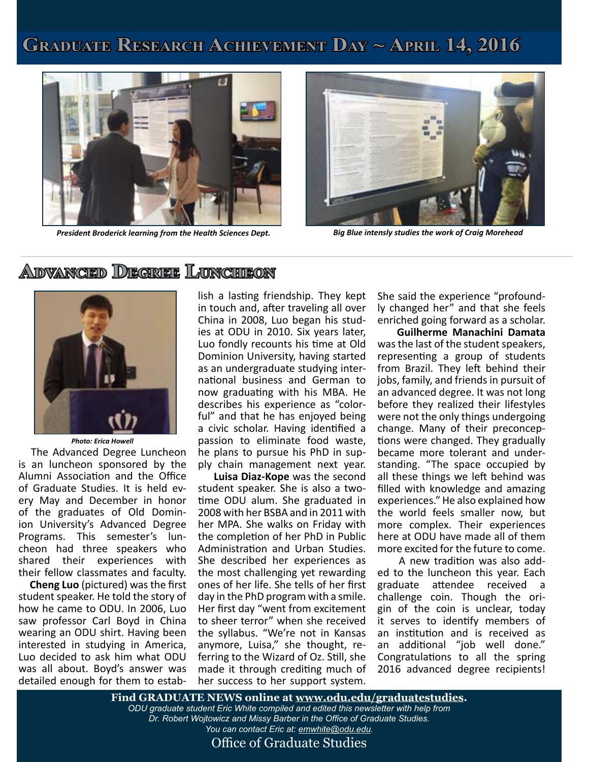# Graduate Research Achievement Day ~ April 14, 2016

*President Broderick learning from the Health Sciences Dept.*

*Big Blue intensly studies the work of Craig Morehead*

## Advanced Degree Luncheon

*Photo: Erica Howell*

The Advanced Degree Luncheon is an luncheon sponsored by the Alumni Association and the Office of Graduate Studies. It is held every May and December in honor of the graduates of Old Dominion University's Advanced Degree Programs. This semester's luncheon had three speakers who shared their experiences with their fellow classmates and faculty.

**Cheng Luo** (pictured) was the first student speaker. He told the story of how he came to ODU. In 2006, Luo saw professor Carl Boyd in China wearing an ODU shirt. Having been interested in studying in America, Luo decided to ask him what ODU was all about. Boyd's answer was detailed enough for them to establish a lasting friendship. They kept in touch and, after traveling all over China in 2008, Luo began his studies at ODU in 2010. Six years later, Luo fondly recounts his time at Old Dominion University, having started as an undergraduate studying international business and German to now graduating with his MBA. He describes his experience as "colorful" and that he has enjoyed being a civic scholar. Having identified a passion to eliminate food waste, he plans to pursue his PhD in supply chain management next year.

**Luisa Diaz-Kope** was the second student speaker. She is also a two-time ODU alum. She graduated in 2008 with her BSBA and in 2011 with her MPA. She walks on Friday with the completion of her PhD in Public Administration and Urban Studies. She described her experiences as the most challenging yet rewarding ones of her life. She tells of her first day in the PhD program with a smile. Her first day "went from excitement to sheer terror" when she received the syllabus. "We're not in Kansas anymore, Luisa," she thought, referring to the Wizard of Oz. Still, she made it through crediting much of her success to her support system. She said the experience "profoundly changed her" and that she feels enriched going forward as a scholar.

**Guilherme Manachini Damata** was the last of the student speakers, representing a group of students from Brazil. They left behind their jobs, family, and friends in pursuit of an advanced degree. It was not long before they realized their lifestyles were not the only things undergoing change. Many of their preconceptions were changed. They gradually became more tolerant and understanding. "The space occupied by all these things we left behind was filled with knowledge and amazing experiences." He also explained how the world feels smaller now, but more complex. Their experiences here at ODU have made all of them more excited for the future to come.

A new tradition was also added to the luncheon this year. Each graduate attendee received a challenge coin. Though the origin of the coin is unclear, today it serves to identify members of an institution and is received as an additional "job well done." Congratulations to all the spring 2016 advanced degree recipients!

**Find GRADUATE NEWS online at www.odu.edu/graduatestudies.**

*ODU graduate student Eric White compiled and edited this newsletter with help from Dr. Robert Wojtowicz and Missy Barber in the Office of Graduate Studies. You can contact Eric at: emwhite@odu.edu.*

Office of Graduate Studies